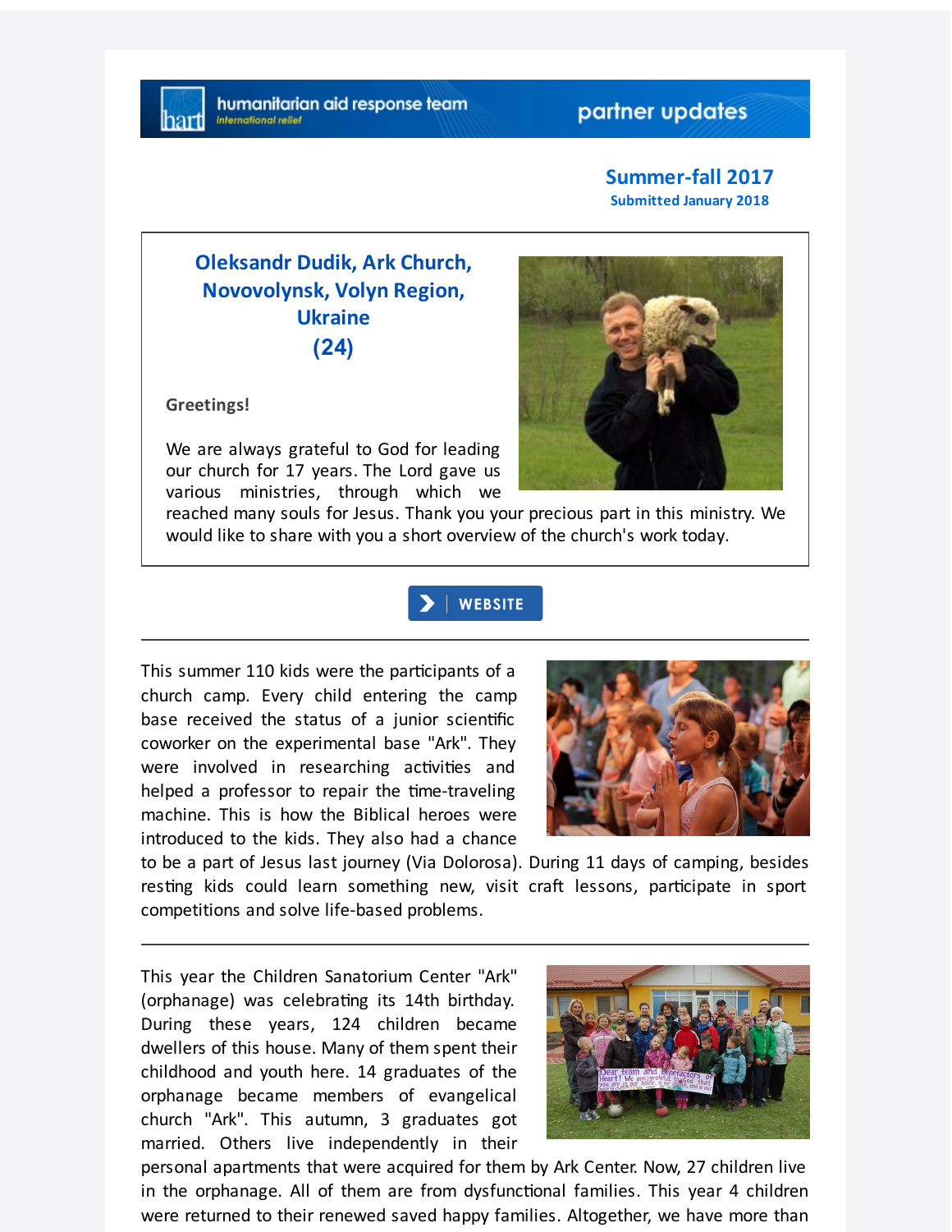humanitarian aid response team
international relief

partner updates

**Summer-fall 2017**
**Submitted January 2018**

## Oleksandr Dudik, Ark Church, Novovolynsk, Volyn Region, Ukraine (24)

**Greetings!**

We are always grateful to God for leading our church for 17 years. The Lord gave us various ministries, through which we reached many souls for Jesus. Thank you your precious part in this ministry. We would like to share with you a short overview of the church's work today.

WEBSITE

---

This summer 110 kids were the participants of a church camp. Every child entering the camp base received the status of a junior scientific coworker on the experimental base "Ark". They were involved in researching activities and helped a professor to repair the time-traveling machine. This is how the Biblical heroes were introduced to the kids. They also had a chance to be a part of Jesus last journey (Via Dolorosa). During 11 days of camping, besides resting kids could learn something new, visit craft lessons, participate in sport competitions and solve life-based problems.

---

This year the Children Sanatorium Center "Ark" (orphanage) was celebrating its 14th birthday. During these years, 124 children became dwellers of this house. Many of them spent their childhood and youth here. 14 graduates of the orphanage became members of evangelical church "Ark". This autumn, 3 graduates got married. Others live independently in their personal apartments that were acquired for them by Ark Center. Now, 27 children live in the orphanage. All of them are from dysfunctional families. This year 4 children were returned to their renewed saved happy families. Altogether, we have more than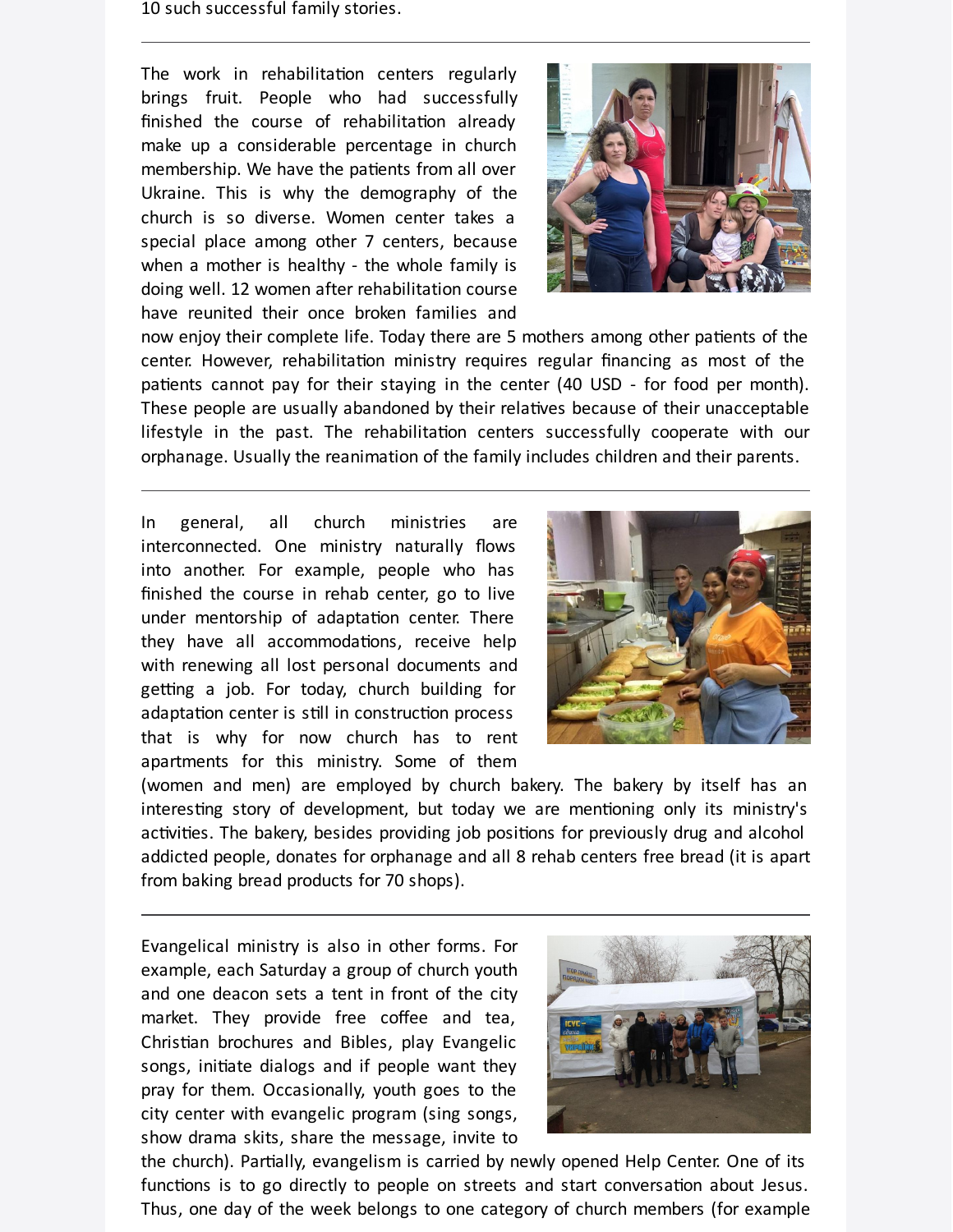10 such successful family stories.

---

The work in rehabilitation centers regularly brings fruit. People who had successfully finished the course of rehabilitation already make up a considerable percentage in church membership. We have the patients from all over Ukraine. This is why the demography of the church is so diverse. Women center takes a special place among other 7 centers, because when a mother is healthy - the whole family is doing well. 12 women after rehabilitation course have reunited their once broken families and now enjoy their complete life. Today there are 5 mothers among other patients of the center. However, rehabilitation ministry requires regular financing as most of the patients cannot pay for their staying in the center (40 USD - for food per month). These people are usually abandoned by their relatives because of their unacceptable lifestyle in the past. The rehabilitation centers successfully cooperate with our orphanage. Usually the reanimation of the family includes children and their parents.

---

In general, all church ministries are interconnected. One ministry naturally flows into another. For example, people who has finished the course in rehab center, go to live under mentorship of adaptation center. There they have all accommodations, receive help with renewing all lost personal documents and getting a job. For today, church building for adaptation center is still in construction process that is why for now church has to rent apartments for this ministry. Some of them (women and men) are employed by church bakery. The bakery by itself has an interesting story of development, but today we are mentioning only its ministry's activities. The bakery, besides providing job positions for previously drug and alcohol addicted people, donates for orphanage and all 8 rehab centers free bread (it is apart from baking bread products for 70 shops).

---

Evangelical ministry is also in other forms. For example, each Saturday a group of church youth and one deacon sets a tent in front of the city market. They provide free coffee and tea, Christian brochures and Bibles, play Evangelic songs, initiate dialogs and if people want they pray for them. Occasionally, youth goes to the city center with evangelic program (sing songs, show drama skits, share the message, invite to the church). Partially, evangelism is carried by newly opened Help Center. One of its functions is to go directly to people on streets and start conversation about Jesus. Thus, one day of the week belongs to one category of church members (for example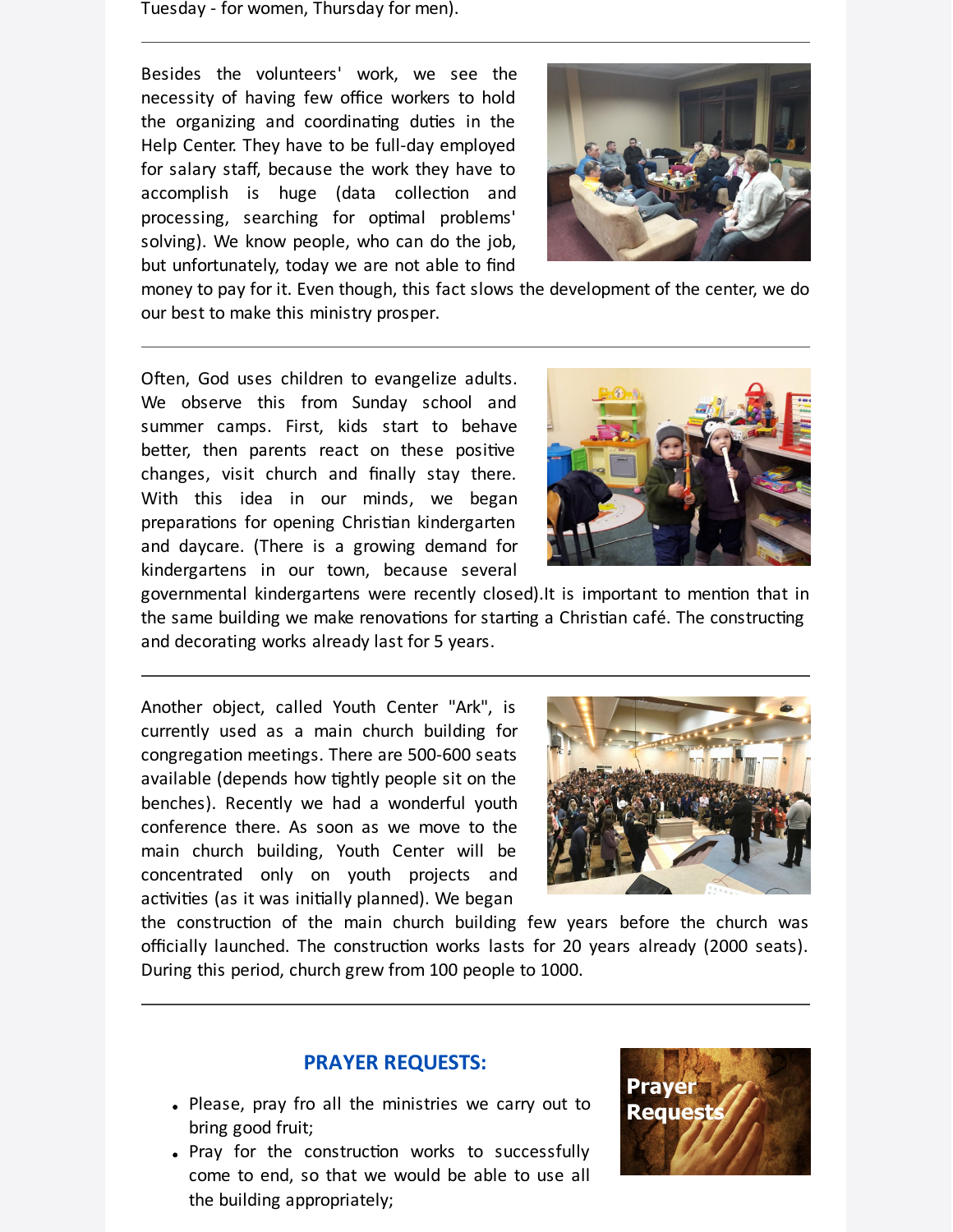Tuesday - for women, Thursday for men).

---

Besides the volunteers' work, we see the necessity of having few office workers to hold the organizing and coordinating duties in the Help Center. They have to be full-day employed for salary staff, because the work they have to accomplish is huge (data collection and processing, searching for optimal problems' solving). We know people, who can do the job, but unfortunately, today we are not able to find money to pay for it. Even though, this fact slows the development of the center, we do our best to make this ministry prosper.

---

Often, God uses children to evangelize adults. We observe this from Sunday school and summer camps. First, kids start to behave better, then parents react on these positive changes, visit church and finally stay there. With this idea in our minds, we began preparations for opening Christian kindergarten and daycare. (There is a growing demand for kindergartens in our town, because several governmental kindergartens were recently closed).It is important to mention that in the same building we make renovations for starting a Christian café. The constructing and decorating works already last for 5 years.

---

Another object, called Youth Center "Ark", is currently used as a main church building for congregation meetings. There are 500-600 seats available (depends how tightly people sit on the benches). Recently we had a wonderful youth conference there. As soon as we move to the main church building, Youth Center will be concentrated only on youth projects and activities (as it was initially planned). We began the construction of the main church building few years before the church was officially launched. The construction works lasts for 20 years already (2000 seats). During this period, church grew from 100 people to 1000.

---

## PRAYER REQUESTS:

- Please, pray fro all the ministries we carry out to bring good fruit;
- Pray for the construction works to successfully come to end, so that we would be able to use all the building appropriately;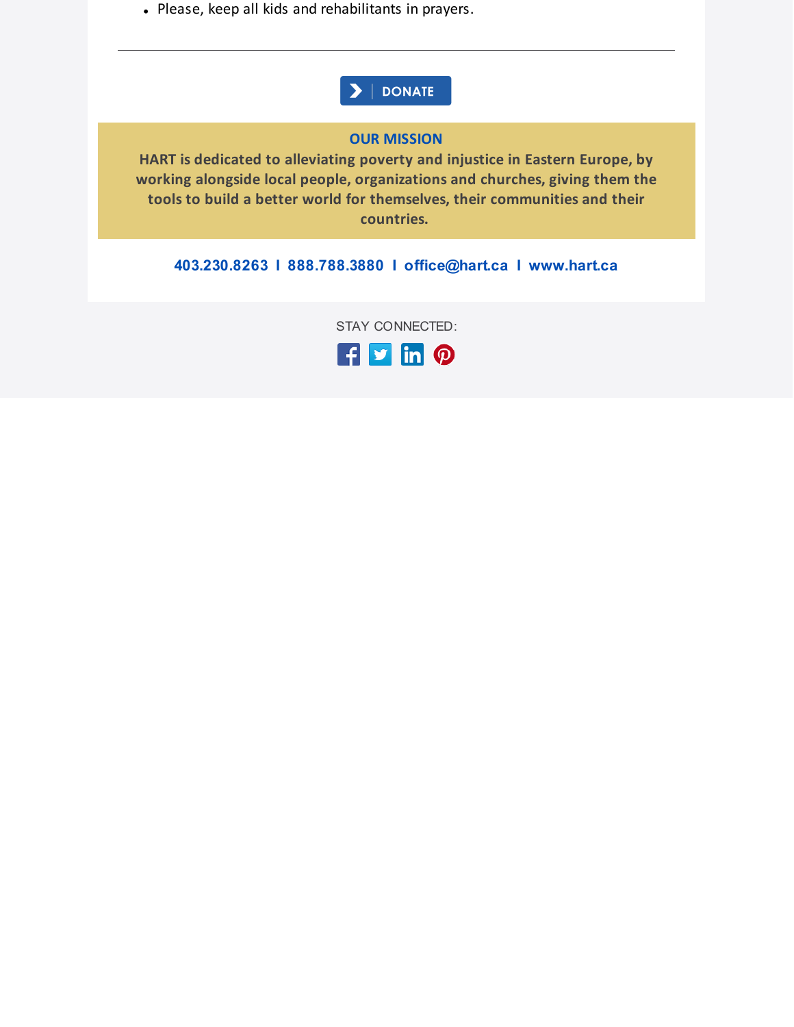- Please, keep all kids and rehabilitants in prayers.

---

DONATE

**OUR MISSION**

**HART is dedicated to alleviating poverty and injustice in Eastern Europe, by working alongside local people, organizations and churches, giving them the tools to build a better world for themselves, their communities and their countries.**

**403.230.8263 I 888.788.3880 I office@hart.ca I www.hart.ca**

STAY CONNECTED: